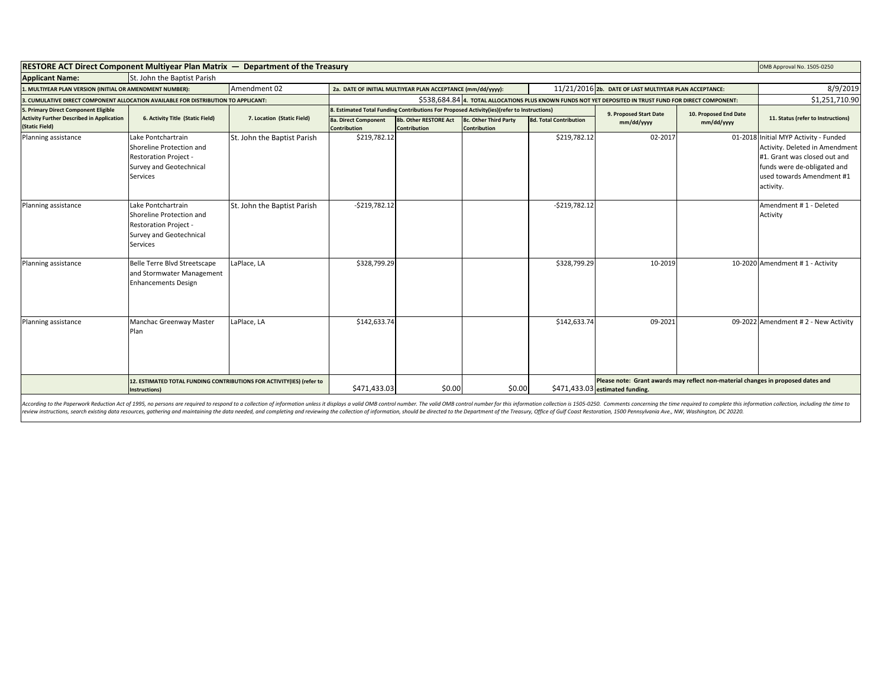# RESTORE ACT Direct Component Multiyear Plan Matrix — Department of the Treasury

OMB Approval No. 1505-0250

| | | | | | | | | | | |
|---|---|---|---|---|---|---|---|---|---|---|
| **Applicant Name:** | St. John the Baptist Parish | | | | | | | | | |
| **1. MULTIYEAR PLAN VERSION (INITIAL OR AMENDMENT NUMBER):** | | Amendment 02 | **2a. DATE OF INITIAL MULTIYEAR PLAN ACCEPTANCE (mm/dd/yyyy):** | | | | 11/21/2016 | **2b. DATE OF LAST MULTIYEAR PLAN ACCEPTANCE:** | | 8/9/2019 |
| **3. CUMULATIVE DIRECT COMPONENT ALLOCATION AVAILABLE FOR DISTRIBUTION TO APPLICANT:** | | | $538,684.84 | **4. TOTAL ALLOCATIONS PLUS KNOWN FUNDS NOT YET DEPOSITED IN TRUST FUND FOR DIRECT COMPONENT:** | | | | | | $1,251,710.90 |
| **5. Primary Direct Component Eligible Activity Further Described in Application (Static Field)** | **6. Activity Title (Static Field)** | **7. Location (Static Field)** | **8. Estimated Total Funding Contributions For Proposed Activity(ies)(refer to Instructions)** | | | | **9. Proposed Start Date mm/dd/yyyy** | **10. Proposed End Date mm/dd/yyyy** | **11. Status (refer to Instructions)** | |
| | | | **8a. Direct Component Contribution** | **8b. Other RESTORE Act Contribution** | **8c. Other Third Party Contribution** | **8d. Total Contribution** | | | | |
| Planning assistance | Lake Pontchartrain Shoreline Protection and Restoration Project - Survey and Geotechnical Services | St. John the Baptist Parish | $219,782.12 | | | $219,782.12 | 02-2017 | 01-2018 | Initial MYP Activity - Funded Activity. Deleted in Amendment #1. Grant was closed out and funds were de-obligated and used towards Amendment #1 activity. | |
| Planning assistance | Lake Pontchartrain Shoreline Protection and Restoration Project - Survey and Geotechnical Services | St. John the Baptist Parish | -$219,782.12 | | | -$219,782.12 | | | Amendment # 1 - Deleted Activity | |
| Planning assistance | Belle Terre Blvd Streetscape and Stormwater Management Enhancements Design | LaPlace, LA | $328,799.29 | | | $328,799.29 | 10-2019 | 10-2020 | Amendment # 1 - Activity | |
| Planning assistance | Manchac Greenway Master Plan | LaPlace, LA | $142,633.74 | | | $142,633.74 | 09-2021 | 09-2022 | Amendment # 2 - New Activity | |
| | **12. ESTIMATED TOTAL FUNDING CONTRIBUTIONS FOR ACTIVITY(IES) (refer to Instructions)** | | $471,433.03 | $0.00 | $0.00 | $471,433.03 | **Please note: Grant awards may reflect non-material changes in proposed dates and estimated funding.** | | | |

*According to the Paperwork Reduction Act of 1995, no persons are required to respond to a collection of information unless it displays a valid OMB control number. The valid OMB control number for this information collection is 1505-0250. Comments concerning the time required to complete this information collection, including the time to review instructions, search existing data resources, gathering and maintaining the data needed, and completing and reviewing the collection of information, should be directed to the Department of the Treasury, Office of Gulf Coast Restoration, 1500 Pennsylvania Ave., NW, Washington, DC 20220.*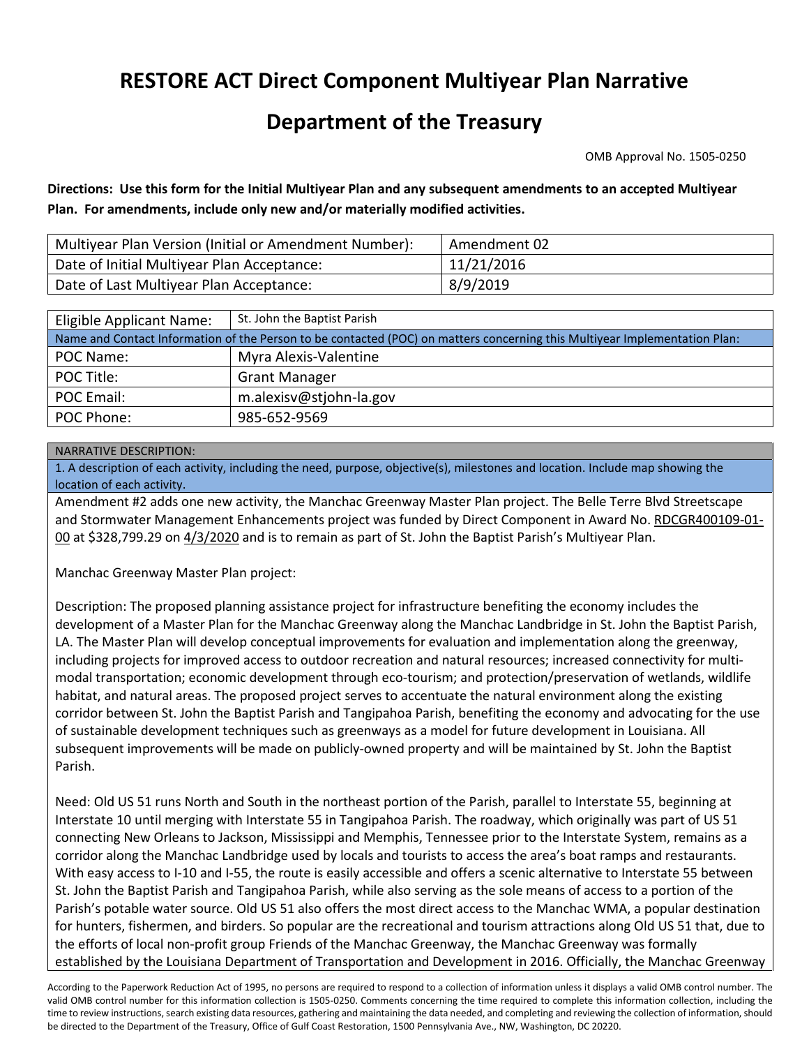# RESTORE ACT Direct Component Multiyear Plan Narrative

# Department of the Treasury

OMB Approval No. 1505-0250

**Directions: Use this form for the Initial Multiyear Plan and any subsequent amendments to an accepted Multiyear Plan. For amendments, include only new and/or materially modified activities.**

| Multiyear Plan Version (Initial or Amendment Number): | Amendment 02 |
|---|---|
| Date of Initial Multiyear Plan Acceptance: | 11/21/2016 |
| Date of Last Multiyear Plan Acceptance: | 8/9/2019 |

| Eligible Applicant Name: | St. John the Baptist Parish |
|---|---|
| Name and Contact Information of the Person to be contacted (POC) on matters concerning this Multiyear Implementation Plan: | |
| POC Name: | Myra Alexis-Valentine |
| POC Title: | Grant Manager |
| POC Email: | m.alexisv@stjohn-la.gov |
| POC Phone: | 985-652-9569 |

NARRATIVE DESCRIPTION:

1. A description of each activity, including the need, purpose, objective(s), milestones and location. Include map showing the location of each activity.

Amendment #2 adds one new activity, the Manchac Greenway Master Plan project. The Belle Terre Blvd Streetscape and Stormwater Management Enhancements project was funded by Direct Component in Award No. RDCGR400109-01-00 at $328,799.29 on 4/3/2020 and is to remain as part of St. John the Baptist Parish's Multiyear Plan.

Manchac Greenway Master Plan project:

Description: The proposed planning assistance project for infrastructure benefiting the economy includes the development of a Master Plan for the Manchac Greenway along the Manchac Landbridge in St. John the Baptist Parish, LA. The Master Plan will develop conceptual improvements for evaluation and implementation along the greenway, including projects for improved access to outdoor recreation and natural resources; increased connectivity for multi-modal transportation; economic development through eco-tourism; and protection/preservation of wetlands, wildlife habitat, and natural areas. The proposed project serves to accentuate the natural environment along the existing corridor between St. John the Baptist Parish and Tangipahoa Parish, benefiting the economy and advocating for the use of sustainable development techniques such as greenways as a model for future development in Louisiana. All subsequent improvements will be made on publicly-owned property and will be maintained by St. John the Baptist Parish.

Need: Old US 51 runs North and South in the northeast portion of the Parish, parallel to Interstate 55, beginning at Interstate 10 until merging with Interstate 55 in Tangipahoa Parish. The roadway, which originally was part of US 51 connecting New Orleans to Jackson, Mississippi and Memphis, Tennessee prior to the Interstate System, remains as a corridor along the Manchac Landbridge used by locals and tourists to access the area's boat ramps and restaurants. With easy access to I-10 and I-55, the route is easily accessible and offers a scenic alternative to Interstate 55 between St. John the Baptist Parish and Tangipahoa Parish, while also serving as the sole means of access to a portion of the Parish's potable water source. Old US 51 also offers the most direct access to the Manchac WMA, a popular destination for hunters, fishermen, and birders. So popular are the recreational and tourism attractions along Old US 51 that, due to the efforts of local non-profit group Friends of the Manchac Greenway, the Manchac Greenway was formally established by the Louisiana Department of Transportation and Development in 2016. Officially, the Manchac Greenway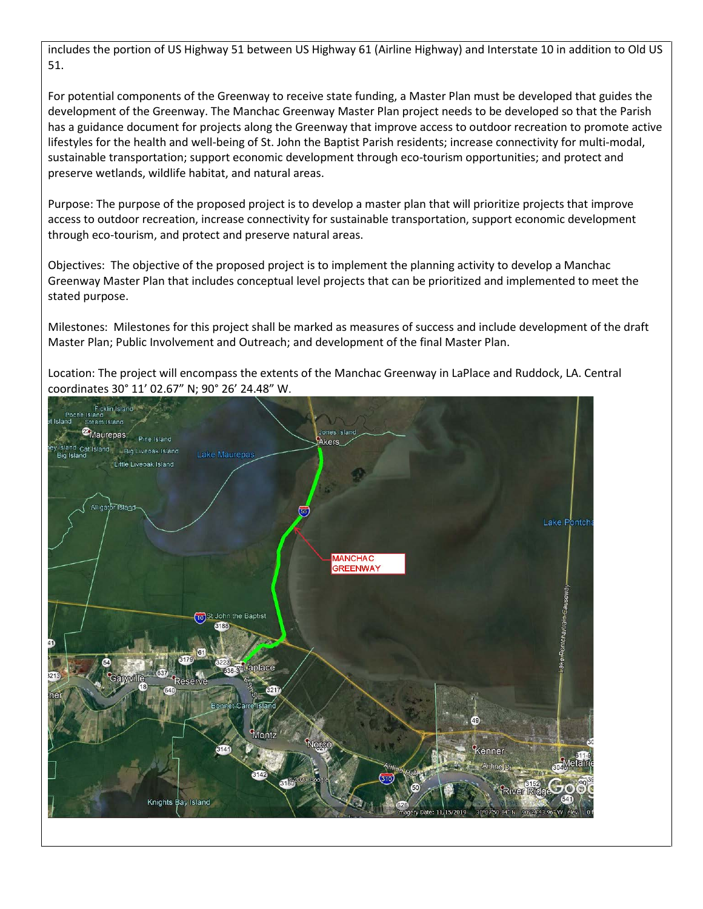includes the portion of US Highway 51 between US Highway 61 (Airline Highway) and Interstate 10 in addition to Old US 51.

For potential components of the Greenway to receive state funding, a Master Plan must be developed that guides the development of the Greenway. The Manchac Greenway Master Plan project needs to be developed so that the Parish has a guidance document for projects along the Greenway that improve access to outdoor recreation to promote active lifestyles for the health and well-being of St. John the Baptist Parish residents; increase connectivity for multi-modal, sustainable transportation; support economic development through eco-tourism opportunities; and protect and preserve wetlands, wildlife habitat, and natural areas.

Purpose: The purpose of the proposed project is to develop a master plan that will prioritize projects that improve access to outdoor recreation, increase connectivity for sustainable transportation, support economic development through eco-tourism, and protect and preserve natural areas.

Objectives: The objective of the proposed project is to implement the planning activity to develop a Manchac Greenway Master Plan that includes conceptual level projects that can be prioritized and implemented to meet the stated purpose.

Milestones: Milestones for this project shall be marked as measures of success and include development of the draft Master Plan; Public Involvement and Outreach; and development of the final Master Plan.

Location: The project will encompass the extents of the Manchac Greenway in LaPlace and Ruddock, LA. Central coordinates 30° 11' 02.67" N; 90° 26' 24.48" W.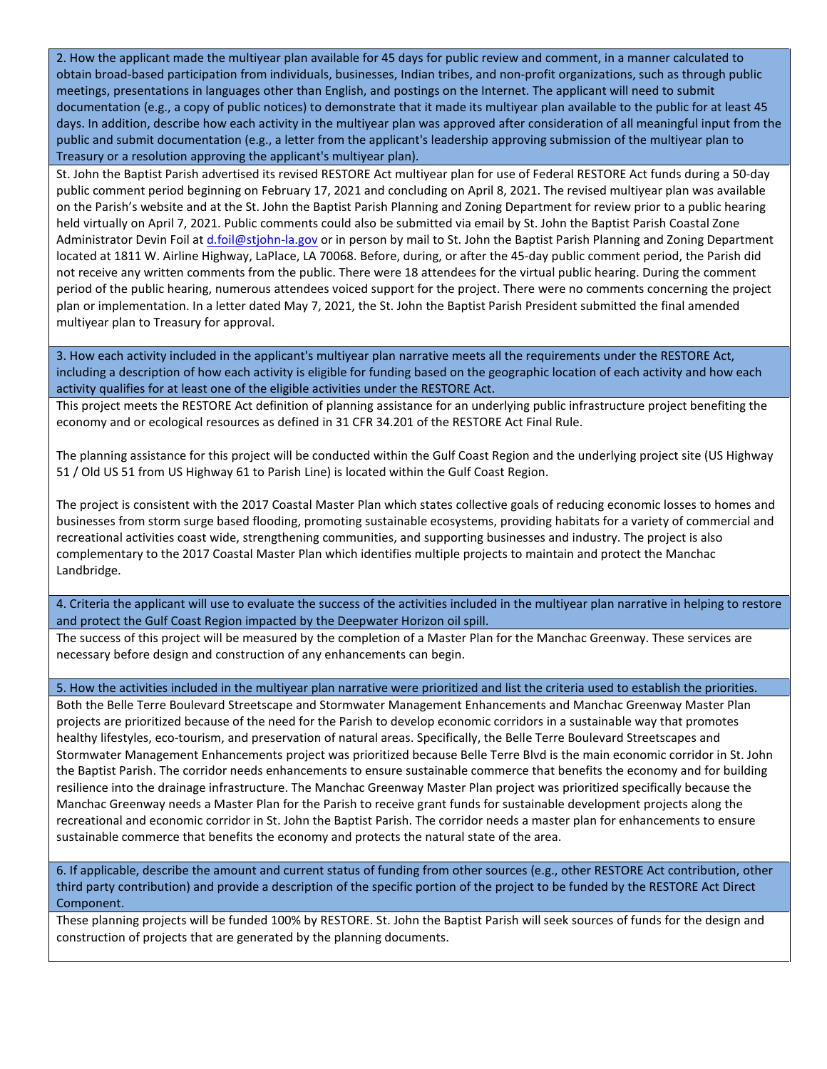**2. How the applicant made the multiyear plan available for 45 days for public review and comment, in a manner calculated to obtain broad-based participation from individuals, businesses, Indian tribes, and non-profit organizations, such as through public meetings, presentations in languages other than English, and postings on the Internet. The applicant will need to submit documentation (e.g., a copy of public notices) to demonstrate that it made its multiyear plan available to the public for at least 45 days. In addition, describe how each activity in the multiyear plan was approved after consideration of all meaningful input from the public and submit documentation (e.g., a letter from the applicant's leadership approving submission of the multiyear plan to Treasury or a resolution approving the applicant's multiyear plan).**

St. John the Baptist Parish advertised its revised RESTORE Act multiyear plan for use of Federal RESTORE Act funds during a 50-day public comment period beginning on February 17, 2021 and concluding on April 8, 2021. The revised multiyear plan was available on the Parish's website and at the St. John the Baptist Parish Planning and Zoning Department for review prior to a public hearing held virtually on April 7, 2021. Public comments could also be submitted via email by St. John the Baptist Parish Coastal Zone Administrator Devin Foil at d.foil@stjohn-la.gov or in person by mail to St. John the Baptist Parish Planning and Zoning Department located at 1811 W. Airline Highway, LaPlace, LA 70068. Before, during, or after the 45-day public comment period, the Parish did not receive any written comments from the public. There were 18 attendees for the virtual public hearing. During the comment period of the public hearing, numerous attendees voiced support for the project. There were no comments concerning the project plan or implementation. In a letter dated May 7, 2021, the St. John the Baptist Parish President submitted the final amended multiyear plan to Treasury for approval.

**3. How each activity included in the applicant's multiyear plan narrative meets all the requirements under the RESTORE Act, including a description of how each activity is eligible for funding based on the geographic location of each activity and how each activity qualifies for at least one of the eligible activities under the RESTORE Act.**

This project meets the RESTORE Act definition of planning assistance for an underlying public infrastructure project benefiting the economy and or ecological resources as defined in 31 CFR 34.201 of the RESTORE Act Final Rule.

The planning assistance for this project will be conducted within the Gulf Coast Region and the underlying project site (US Highway 51 / Old US 51 from US Highway 61 to Parish Line) is located within the Gulf Coast Region.

The project is consistent with the 2017 Coastal Master Plan which states collective goals of reducing economic losses to homes and businesses from storm surge based flooding, promoting sustainable ecosystems, providing habitats for a variety of commercial and recreational activities coast wide, strengthening communities, and supporting businesses and industry. The project is also complementary to the 2017 Coastal Master Plan which identifies multiple projects to maintain and protect the Manchac Landbridge.

**4. Criteria the applicant will use to evaluate the success of the activities included in the multiyear plan narrative in helping to restore and protect the Gulf Coast Region impacted by the Deepwater Horizon oil spill.**

The success of this project will be measured by the completion of a Master Plan for the Manchac Greenway. These services are necessary before design and construction of any enhancements can begin.

**5. How the activities included in the multiyear plan narrative were prioritized and list the criteria used to establish the priorities.**

Both the Belle Terre Boulevard Streetscape and Stormwater Management Enhancements and Manchac Greenway Master Plan projects are prioritized because of the need for the Parish to develop economic corridors in a sustainable way that promotes healthy lifestyles, eco-tourism, and preservation of natural areas. Specifically, the Belle Terre Boulevard Streetscapes and Stormwater Management Enhancements project was prioritized because Belle Terre Blvd is the main economic corridor in St. John the Baptist Parish. The corridor needs enhancements to ensure sustainable commerce that benefits the economy and for building resilience into the drainage infrastructure. The Manchac Greenway Master Plan project was prioritized specifically because the Manchac Greenway needs a Master Plan for the Parish to receive grant funds for sustainable development projects along the recreational and economic corridor in St. John the Baptist Parish. The corridor needs a master plan for enhancements to ensure sustainable commerce that benefits the economy and protects the natural state of the area.

**6. If applicable, describe the amount and current status of funding from other sources (e.g., other RESTORE Act contribution, other third party contribution) and provide a description of the specific portion of the project to be funded by the RESTORE Act Direct Component.**

These planning projects will be funded 100% by RESTORE. St. John the Baptist Parish will seek sources of funds for the design and construction of projects that are generated by the planning documents.